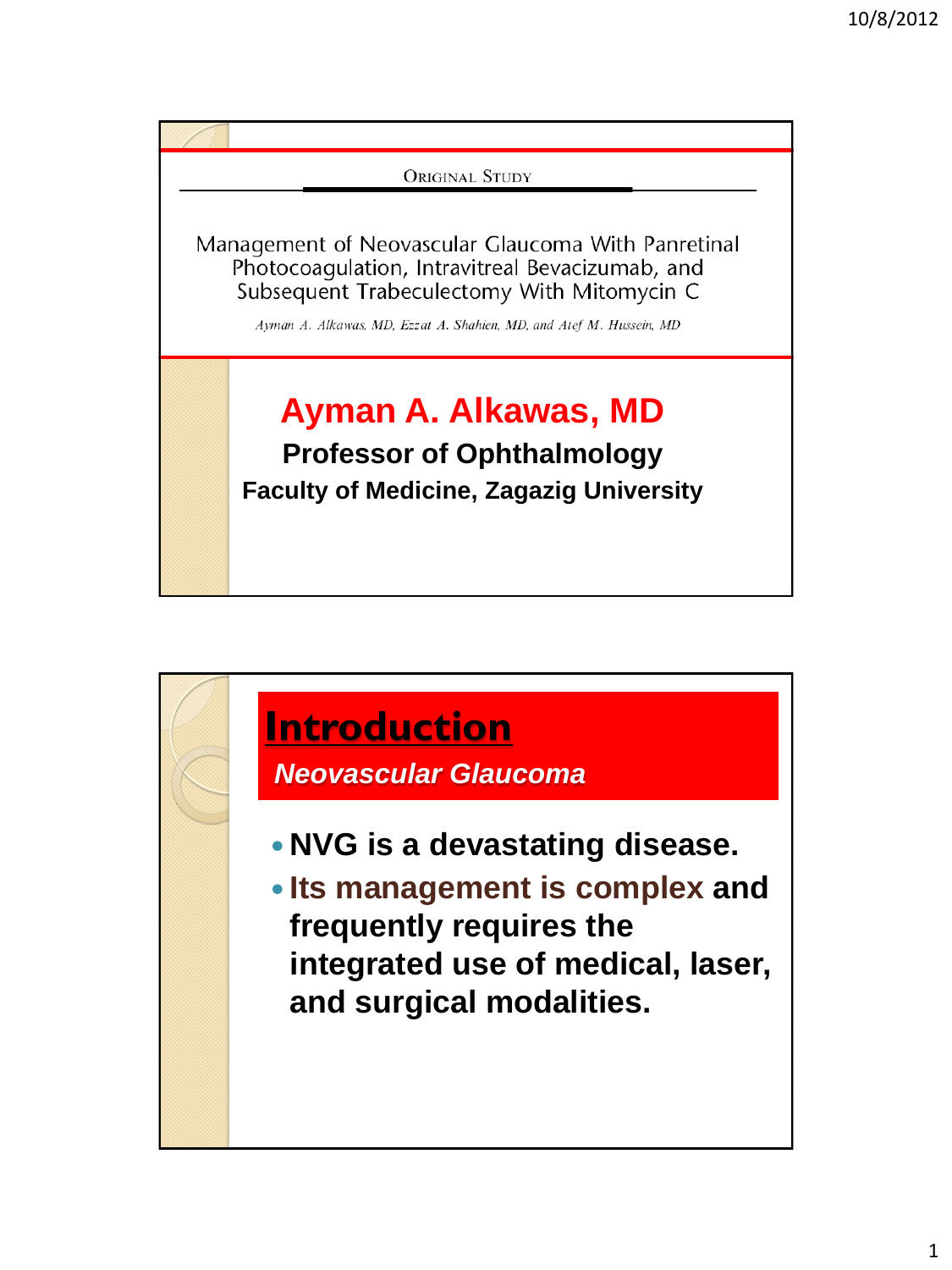ORIGINAL STUDY

# Management of Neovascular Glaucoma With Panretinal Photocoagulation, Intravitreal Bevacizumab, and Subsequent Trabeculectomy With Mitomycin C

*Ayman A. Alkawas, MD, Ezzat A. Shahien, MD, and Atef M. Hussein, MD*

**Ayman A. Alkawas, MD**

**Professor of Ophthalmology**

**Faculty of Medicine, Zagazig University**

## Introduction

***Neovascular Glaucoma***

- **NVG is a devastating disease.**
- **Its management is complex and frequently requires the integrated use of medical, laser, and surgical modalities.**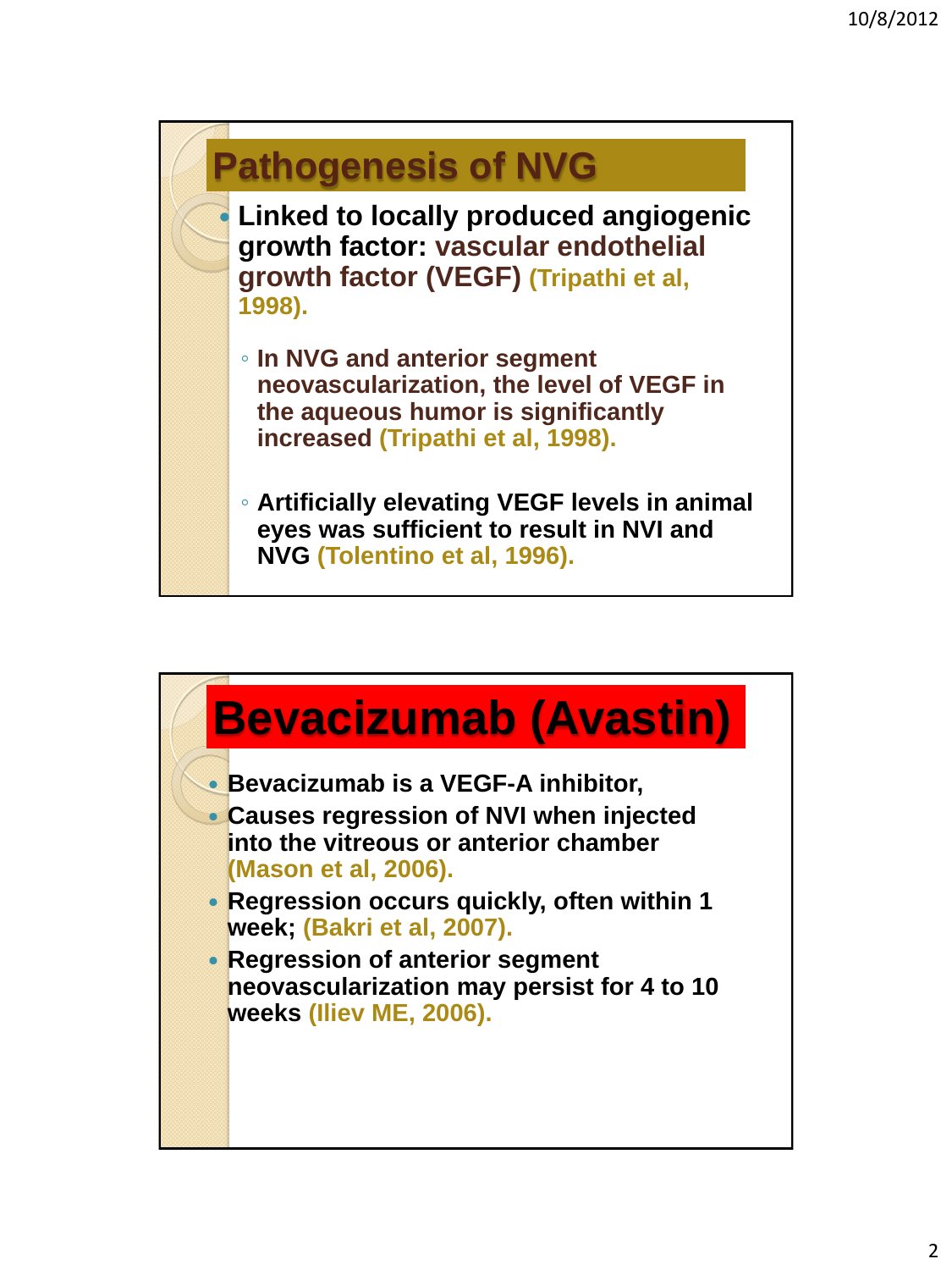## Pathogenesis of NVG

- Linked to locally produced angiogenic growth factor: vascular endothelial growth factor (VEGF) (Tripathi et al, 1998).
  - In NVG and anterior segment neovascularization, the level of VEGF in the aqueous humor is significantly increased (Tripathi et al, 1998).
  - Artificially elevating VEGF levels in animal eyes was sufficient to result in NVI and NVG (Tolentino et al, 1996).

## Bevacizumab (Avastin)

- Bevacizumab is a VEGF-A inhibitor,
- Causes regression of NVI when injected into the vitreous or anterior chamber (Mason et al, 2006).
- Regression occurs quickly, often within 1 week; (Bakri et al, 2007).
- Regression of anterior segment neovascularization may persist for 4 to 10 weeks (Iliev ME, 2006).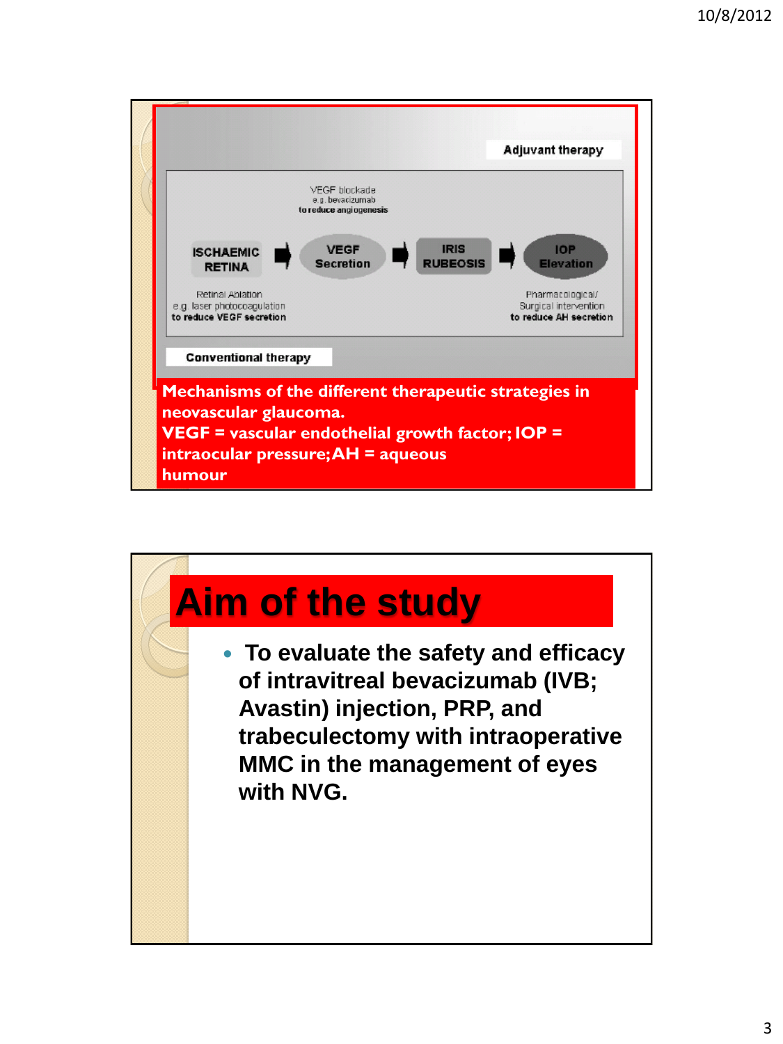Adjuvant therapy

VEGF blockade
e.g. bevacizumab
to reduce angiogenesis

ISCHAEMIC RETINA → VEGF Secretion → IRIS RUBEOSIS → IOP Elevation

Retinal Ablation
e.g. laser photocoagulation
to reduce VEGF secretion

Pharmacological/
Surgical intervention
to reduce AH secretion

Conventional therapy

**Mechanisms of the different therapeutic strategies in neovascular glaucoma.**
**VEGF = vascular endothelial growth factor; IOP = intraocular pressure; AH = aqueous humour**

# Aim of the study

- **To evaluate the safety and efficacy of intravitreal bevacizumab (IVB; Avastin) injection, PRP, and trabeculectomy with intraoperative MMC in the management of eyes with NVG.**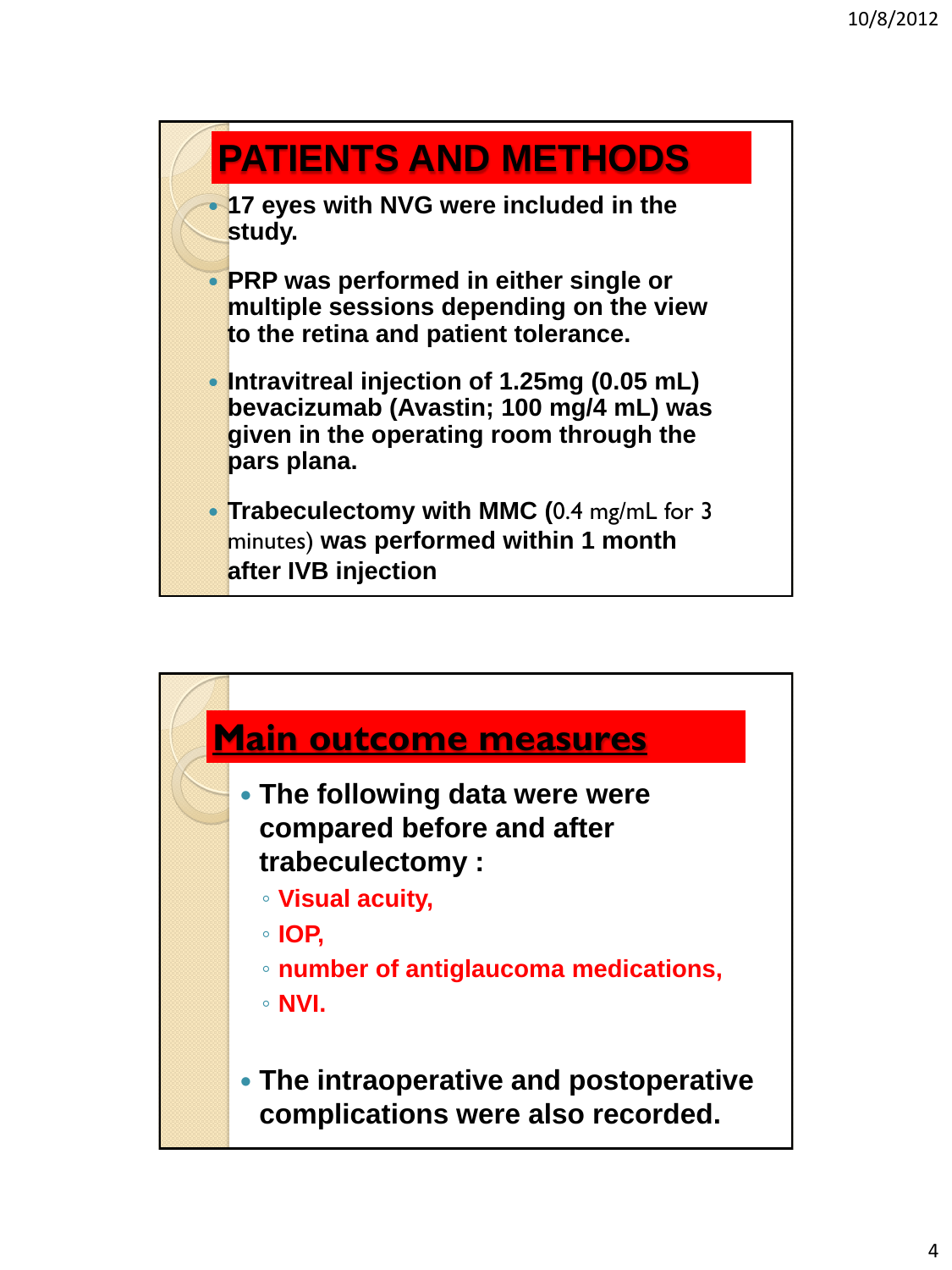## PATIENTS AND METHODS

- **17 eyes with NVG were included in the study.**
- **PRP was performed in either single or multiple sessions depending on the view to the retina and patient tolerance.**
- **Intravitreal injection of 1.25mg (0.05 mL) bevacizumab (Avastin; 100 mg/4 mL) was given in the operating room through the pars plana.**
- **Trabeculectomy with MMC (**0.4 mg/mL for 3 minutes) **was performed within 1 month after IVB injection**

## Main outcome measures

- **The following data were were compared before and after trabeculectomy :**
  - **Visual acuity,**
  - **IOP,**
  - **number of antiglaucoma medications,**
  - **NVI.**
- **The intraoperative and postoperative complications were also recorded.**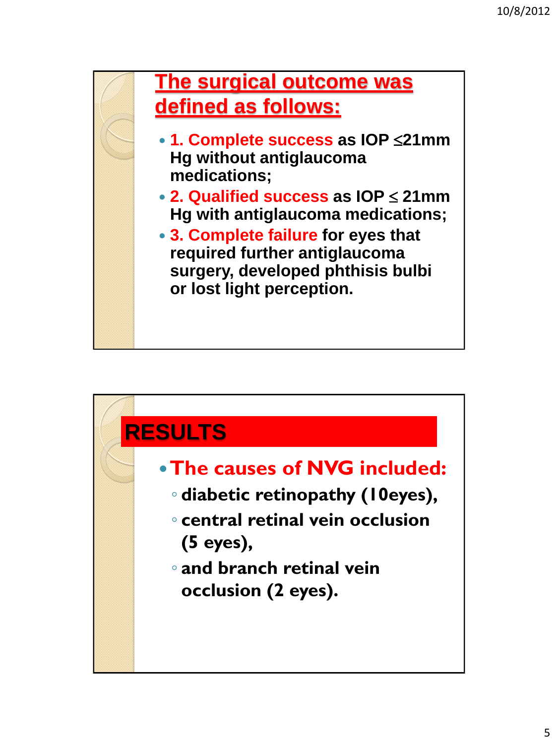## The surgical outcome was defined as follows:

- **1. Complete success as IOP ≤21mm Hg without antiglaucoma medications;**
- **2. Qualified success as IOP ≤ 21mm Hg with antiglaucoma medications;**
- **3. Complete failure for eyes that required further antiglaucoma surgery, developed phthisis bulbi or lost light perception.**

## RESULTS

- **The causes of NVG included:**
  - **diabetic retinopathy (10eyes),**
  - **central retinal vein occlusion (5 eyes),**
  - **and branch retinal vein occlusion (2 eyes).**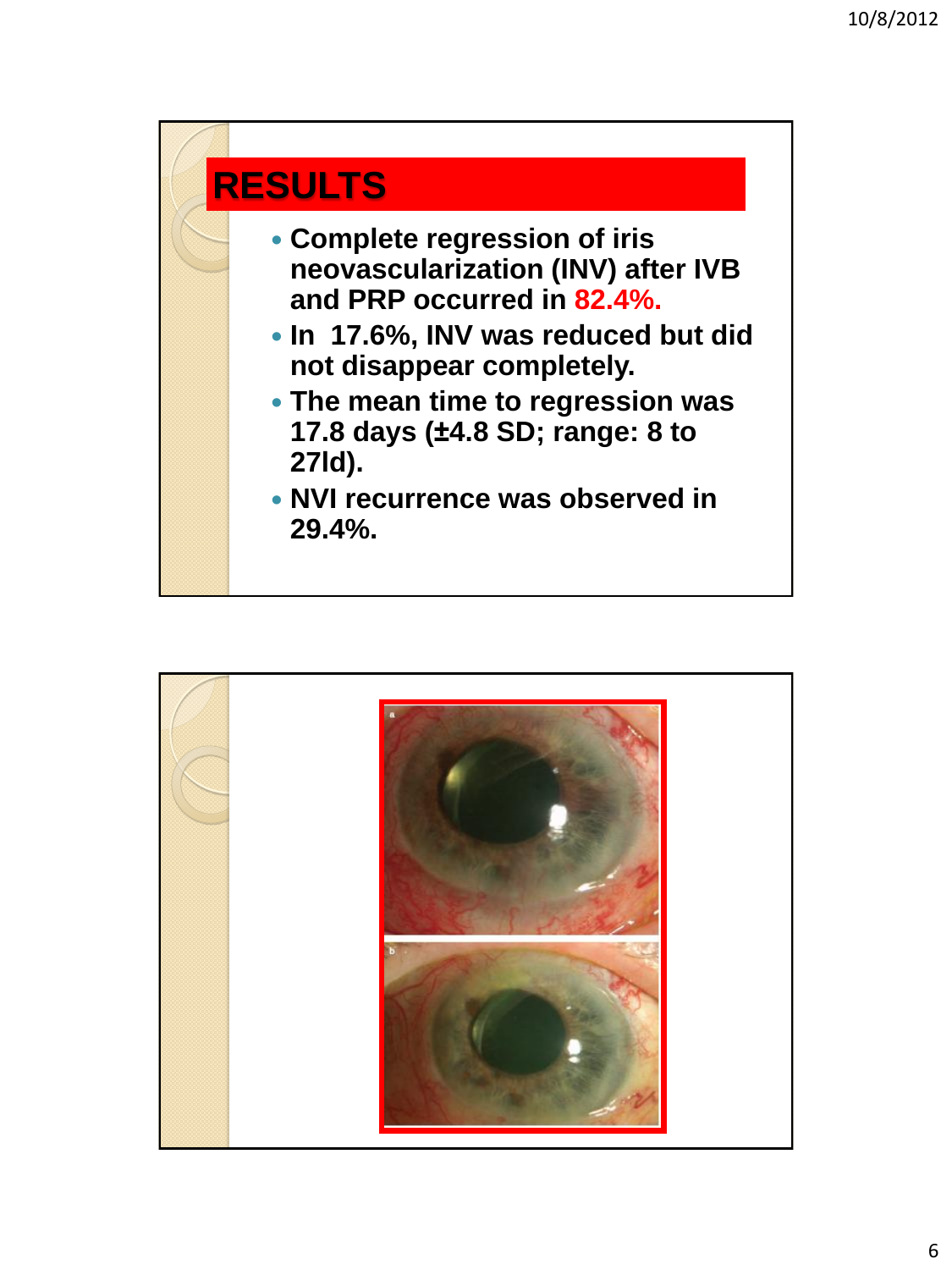# RESULTS

- Complete regression of iris neovascularization (INV) after IVB and PRP occurred in 82.4%.
- In 17.6%, INV was reduced but did not disappear completely.
- The mean time to regression was 17.8 days (±4.8 SD; range: 8 to 27ld).
- NVI recurrence was observed in 29.4%.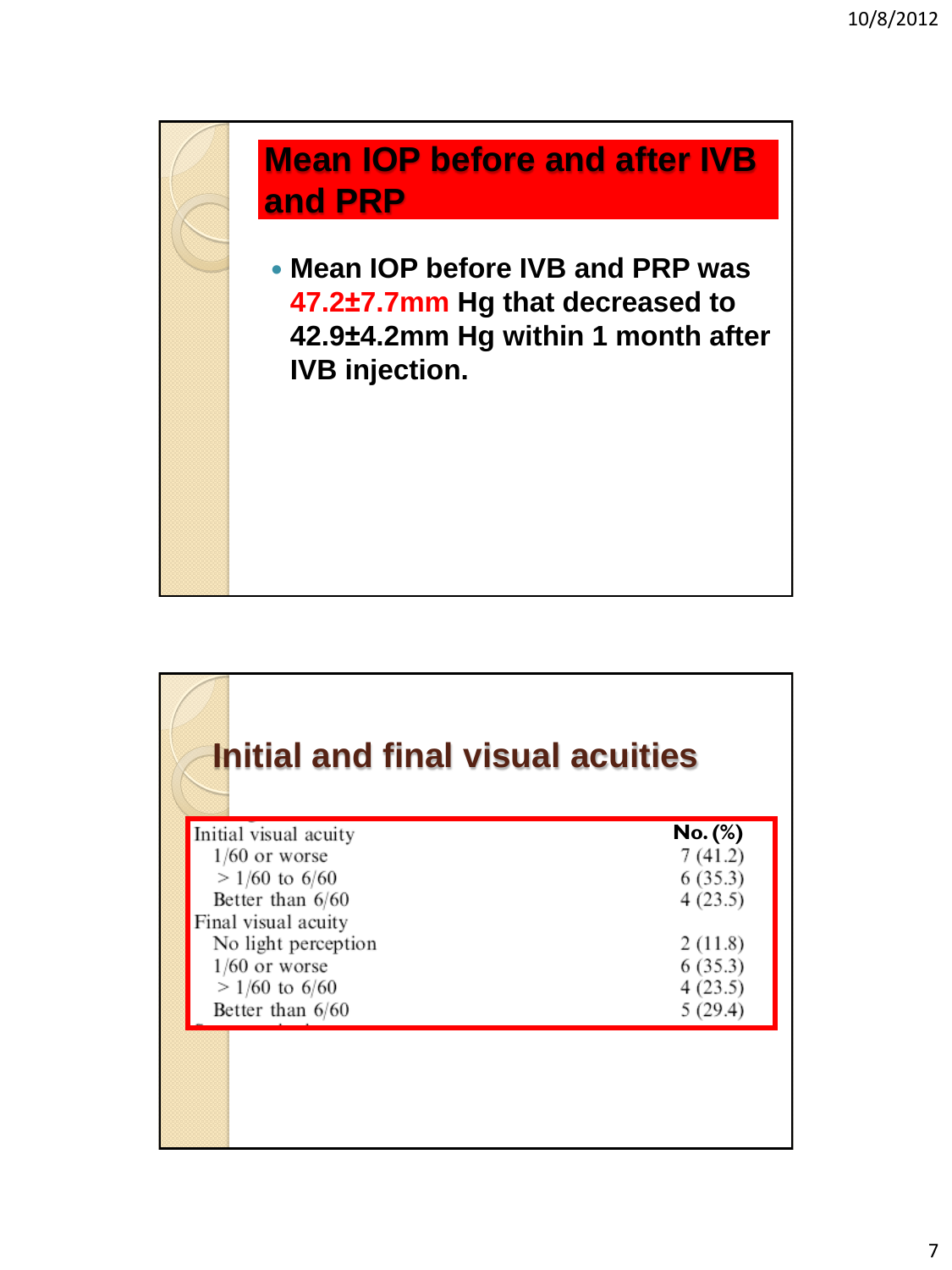## Mean IOP before and after IVB and PRP

- Mean IOP before IVB and PRP was 47.2±7.7mm Hg that decreased to 42.9±4.2mm Hg within 1 month after IVB injection.

## Initial and final visual acuities

| | No. (%) |
|---|---|
| Initial visual acuity | |
| 1/60 or worse | 7 (41.2) |
| > 1/60 to 6/60 | 6 (35.3) |
| Better than 6/60 | 4 (23.5) |
| Final visual acuity | |
| No light perception | 2 (11.8) |
| 1/60 or worse | 6 (35.3) |
| > 1/60 to 6/60 | 4 (23.5) |
| Better than 6/60 | 5 (29.4) |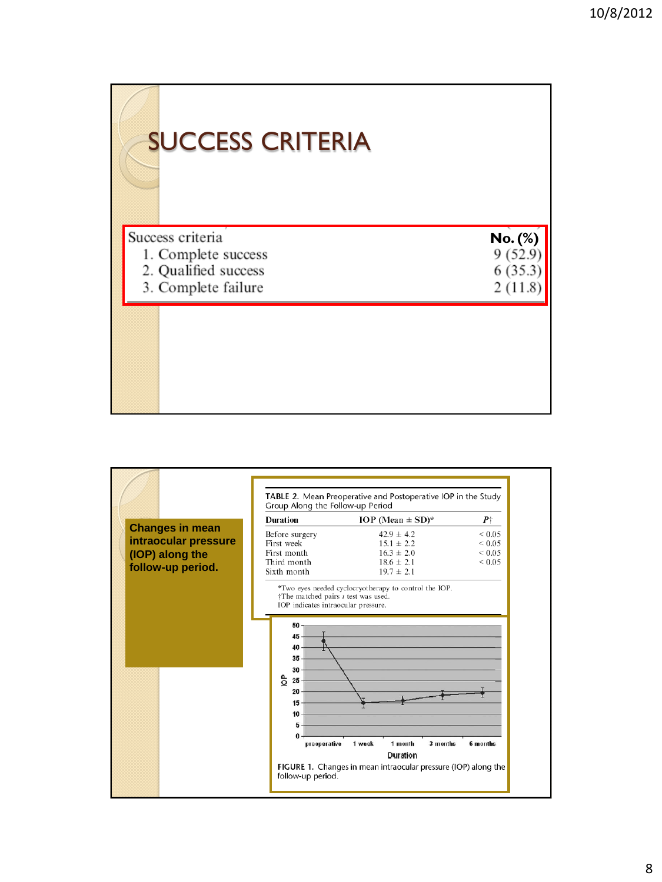# SUCCESS CRITERIA

| Success criteria | No. (%) |
|---|---|
| 1. Complete success | 9 (52.9) |
| 2. Qualified success | 6 (35.3) |
| 3. Complete failure | 2 (11.8) |

**Changes in mean intraocular pressure (IOP) along the follow-up period.**

TABLE 2. Mean Preoperative and Postoperative IOP in the Study Group Along the Follow-up Period

| Duration | IOP (Mean ± SD)* | P† |
|---|---|---|
| Before surgery | 42.9 ± 4.2 | < 0.05 |
| First week | 15.1 ± 2.2 | < 0.05 |
| First month | 16.3 ± 2.0 | < 0.05 |
| Third month | 18.6 ± 2.1 | < 0.05 |
| Sixth month | 19.7 ± 2.1 | |

*Two eyes needed cyclocryotherapy to control the IOP.
†The matched pairs *t* test was used.
IOP indicates intraocular pressure.

FIGURE 1. Changes in mean intraocular pressure (IOP) along the follow-up period.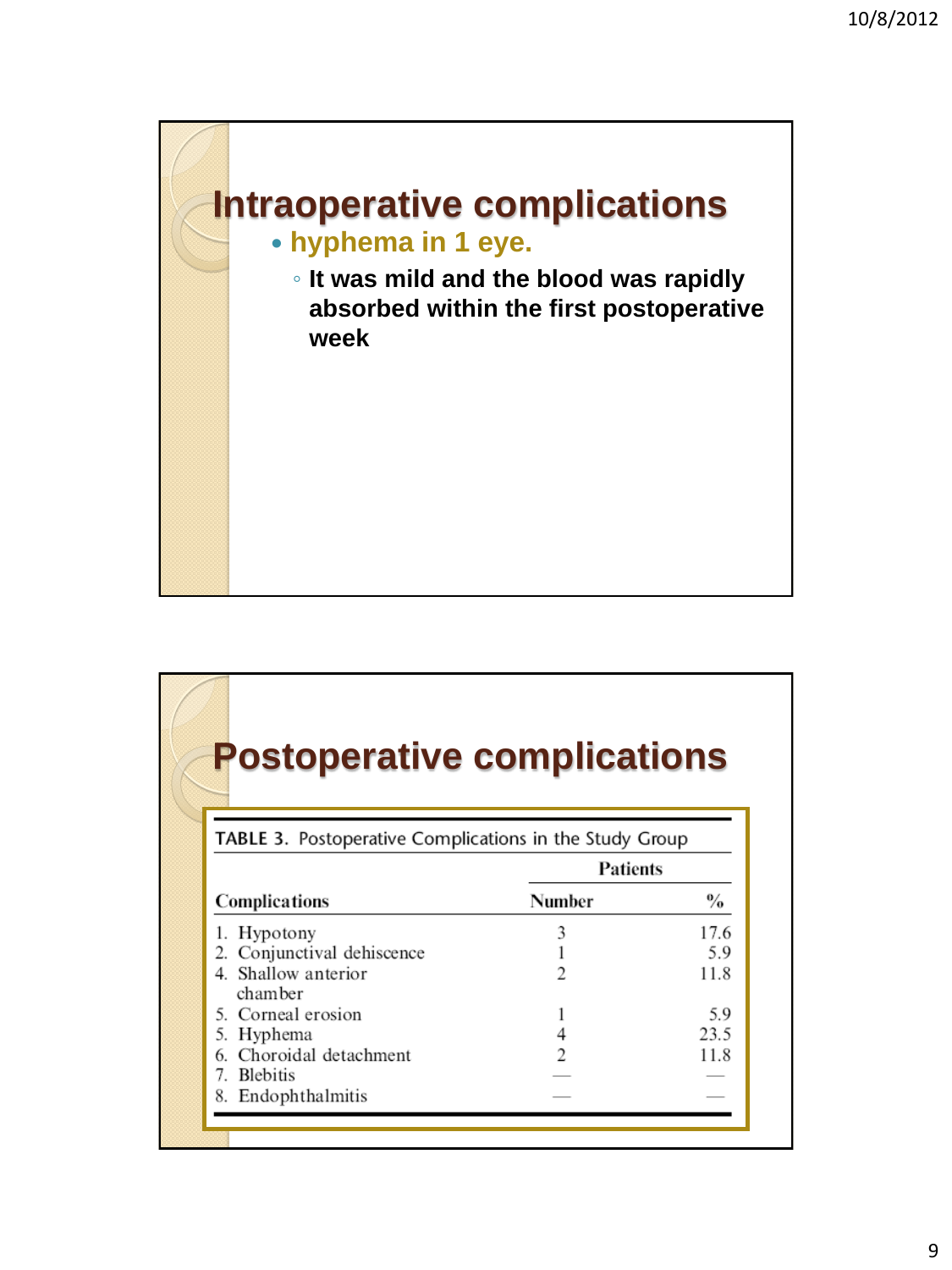# Intraoperative complications

- **hyphema in 1 eye.**
  - **It was mild and the blood was rapidly absorbed within the first postoperative week**

# Postoperative complications

TABLE 3. Postoperative Complications in the Study Group

| Complications | Patients | |
|---|---|---|
| | Number | % |
| 1. Hypotony | 3 | 17.6 |
| 2. Conjunctival dehiscence | 1 | 5.9 |
| 4. Shallow anterior chamber | 2 | 11.8 |
| 5. Corneal erosion | 1 | 5.9 |
| 5. Hyphema | 4 | 23.5 |
| 6. Choroidal detachment | 2 | 11.8 |
| 7. Blebitis | — | — |
| 8. Endophthalmitis | — | — |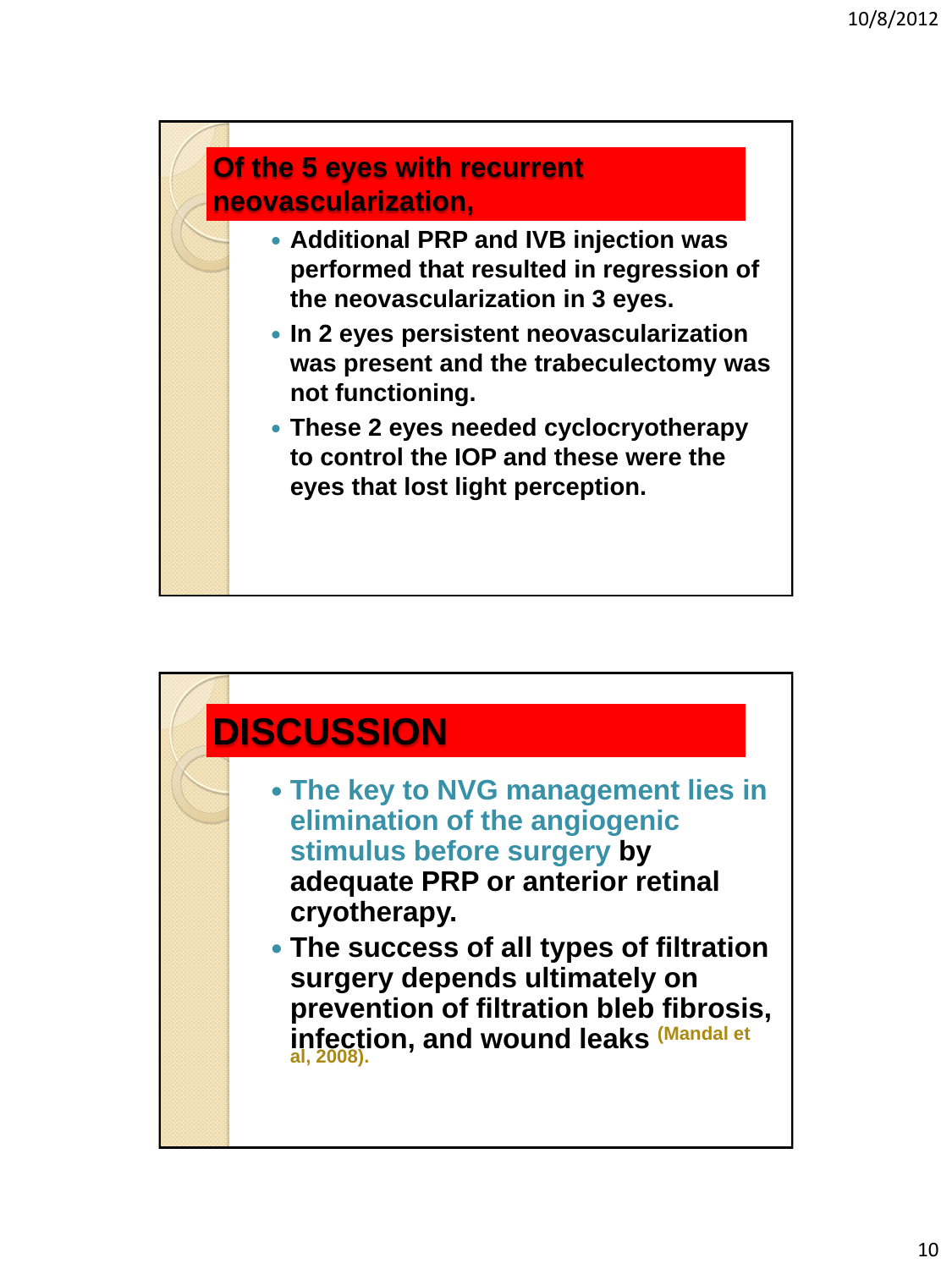## Of the 5 eyes with recurrent neovascularization,

- **Additional PRP and IVB injection was performed that resulted in regression of the neovascularization in 3 eyes.**
- **In 2 eyes persistent neovascularization was present and the trabeculectomy was not functioning.**
- **These 2 eyes needed cyclocryotherapy to control the IOP and these were the eyes that lost light perception.**

## DISCUSSION

- **The key to NVG management lies in elimination of the angiogenic stimulus before surgery by adequate PRP or anterior retinal cryotherapy.**
- **The success of all types of filtration surgery depends ultimately on prevention of filtration bleb fibrosis, infection, and wound leaks (Mandal et al, 2008).**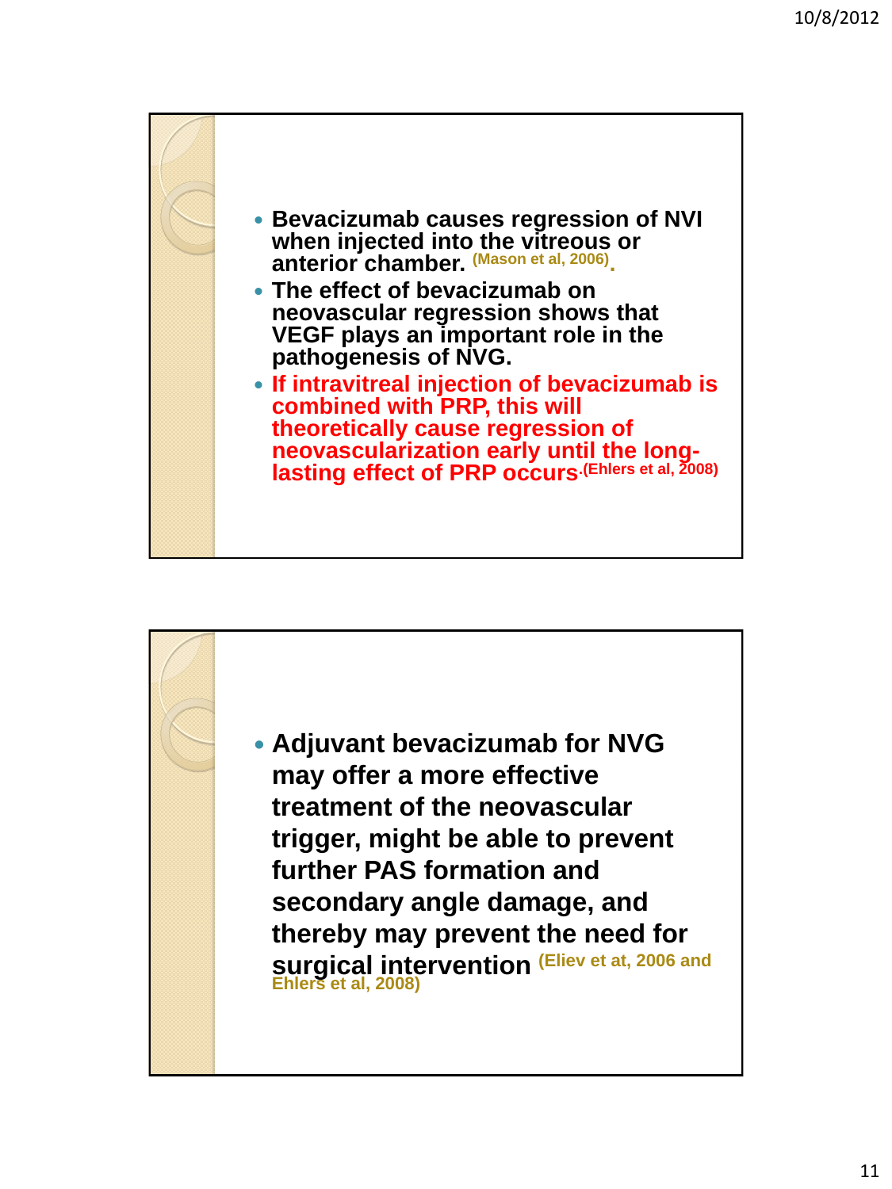- **Bevacizumab causes regression of NVI when injected into the vitreous or anterior chamber.** (Mason et al, 2006).
- **The effect of bevacizumab on neovascular regression shows that VEGF plays an important role in the pathogenesis of NVG.**
- **If intravitreal injection of bevacizumab is combined with PRP, this will theoretically cause regression of neovascularization early until the long-lasting effect of PRP occurs.** (Ehlers et al, 2008)

---

- **Adjuvant bevacizumab for NVG may offer a more effective treatment of the neovascular trigger, might be able to prevent further PAS formation and secondary angle damage, and thereby may prevent the need for surgical intervention** (Eliev et at, 2006 and Ehlers et al, 2008)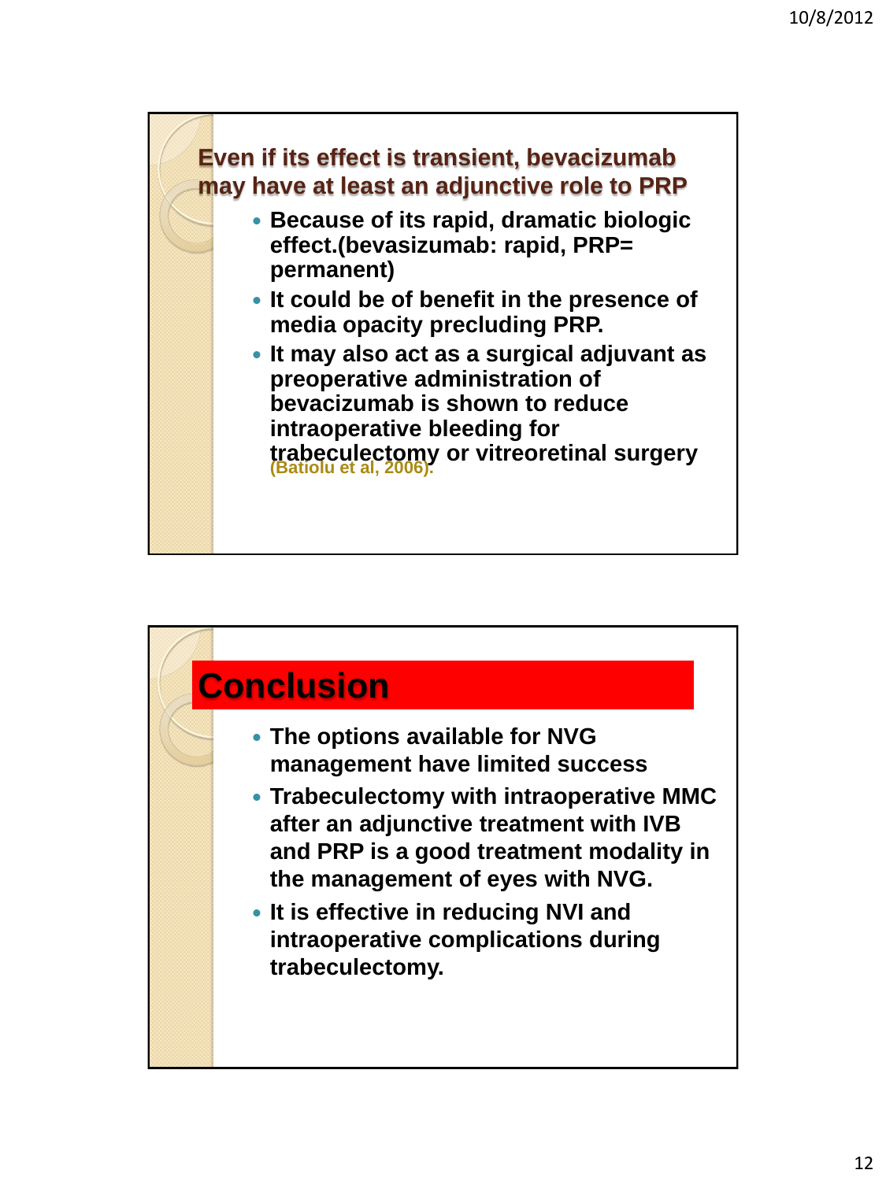## Even if its effect is transient, bevacizumab may have at least an adjunctive role to PRP

- **Because of its rapid, dramatic biologic effect.(bevasizumab: rapid, PRP= permanent)**
- **It could be of benefit in the presence of media opacity precluding PRP.**
- **It may also act as a surgical adjuvant as preoperative administration of bevacizumab is shown to reduce intraoperative bleeding for trabeculectomy or vitreoretinal surgery (Batiolu et al, 2006).**

## Conclusion

- **The options available for NVG management have limited success**
- **Trabeculectomy with intraoperative MMC after an adjunctive treatment with IVB and PRP is a good treatment modality in the management of eyes with NVG.**
- **It is effective in reducing NVI and intraoperative complications during trabeculectomy.**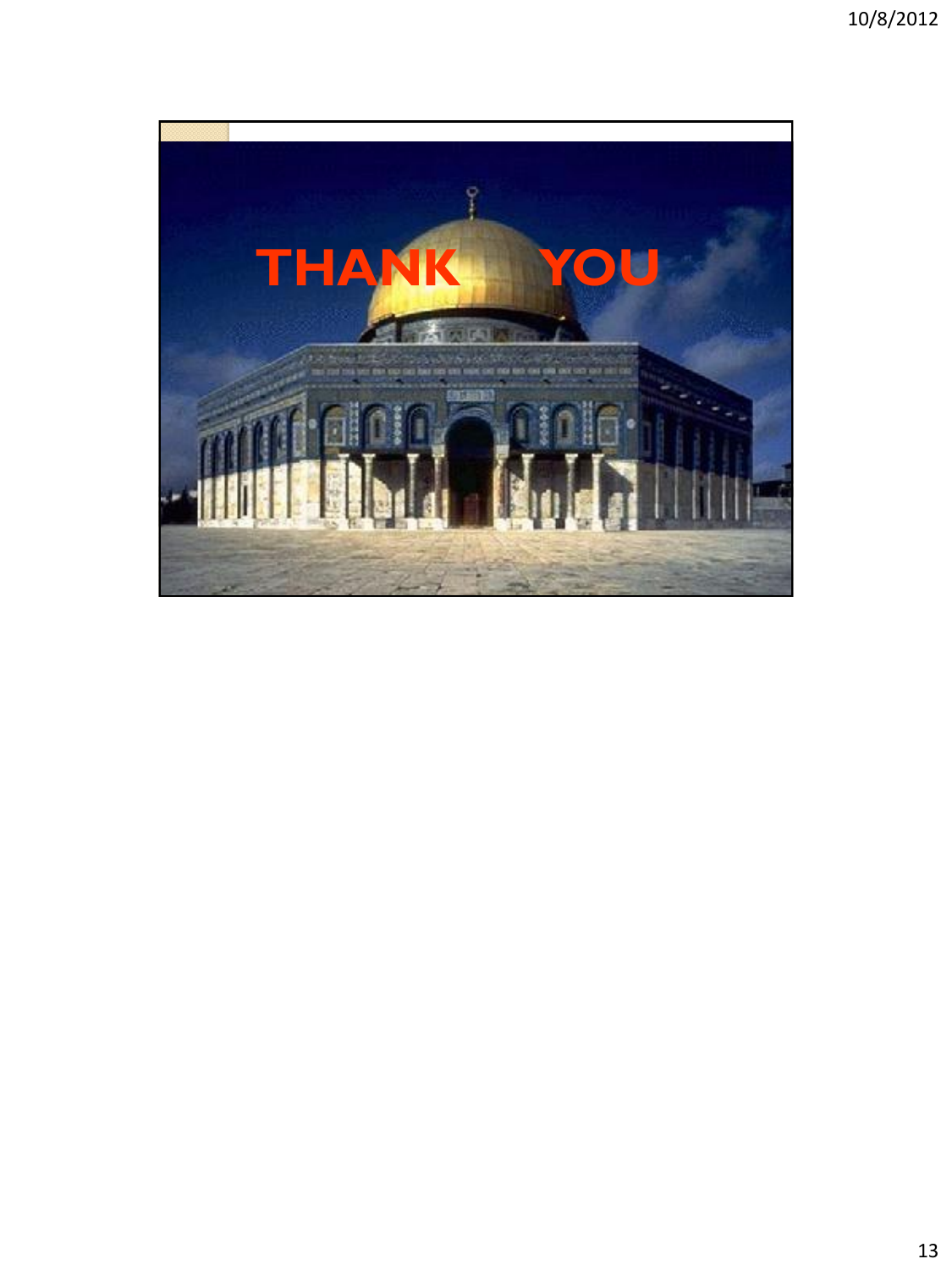THANK YOU